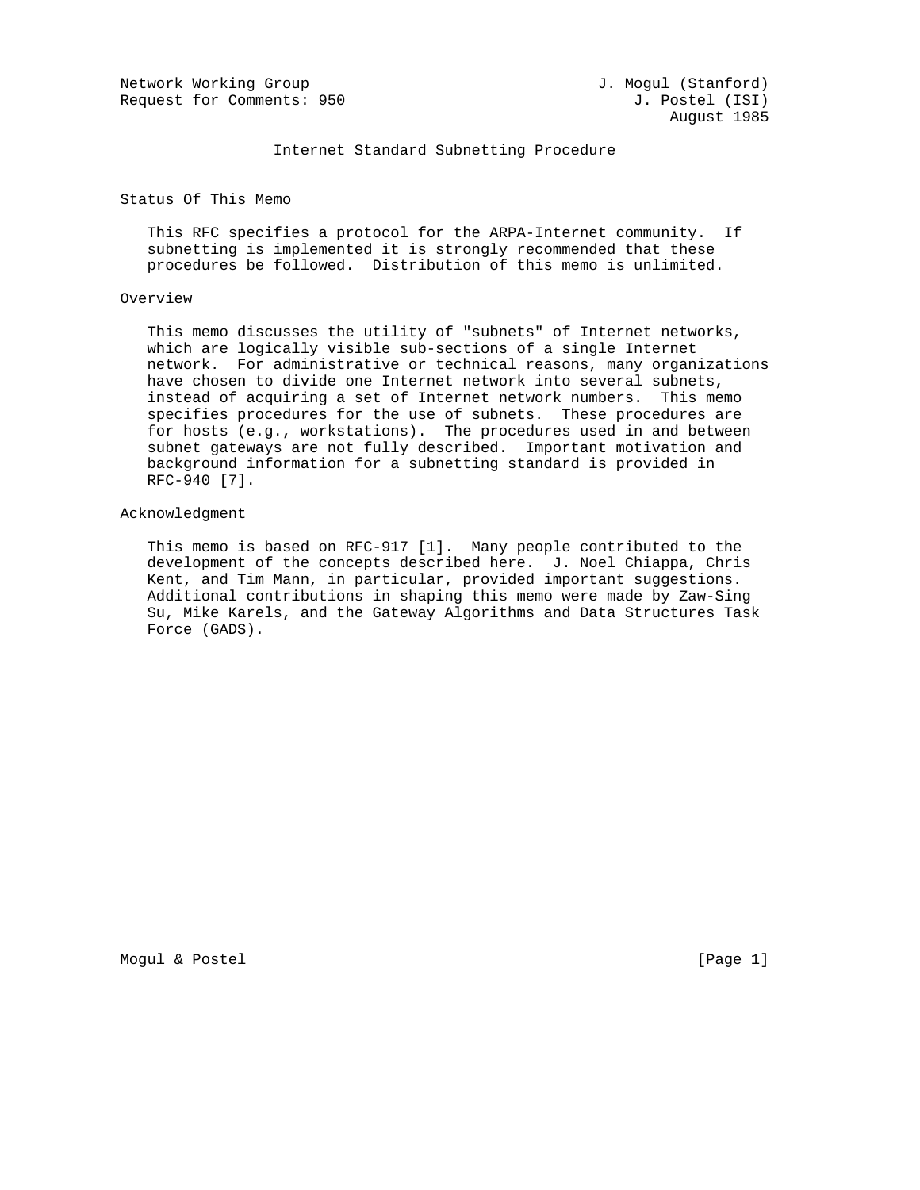Network Working Group J. Mogul (Stanford)
Request for Comments: 950 J. Postel (ISI)
August 1985

# Internet Standard Subnetting Procedure

## Status Of This Memo

This RFC specifies a protocol for the ARPA-Internet community. If subnetting is implemented it is strongly recommended that these procedures be followed. Distribution of this memo is unlimited.

## Overview

This memo discusses the utility of "subnets" of Internet networks, which are logically visible sub-sections of a single Internet network. For administrative or technical reasons, many organizations have chosen to divide one Internet network into several subnets, instead of acquiring a set of Internet network numbers. This memo specifies procedures for the use of subnets. These procedures are for hosts (e.g., workstations). The procedures used in and between subnet gateways are not fully described. Important motivation and background information for a subnetting standard is provided in RFC-940 [7].

## Acknowledgment

This memo is based on RFC-917 [1]. Many people contributed to the development of the concepts described here. J. Noel Chiappa, Chris Kent, and Tim Mann, in particular, provided important suggestions. Additional contributions in shaping this memo were made by Zaw-Sing Su, Mike Karels, and the Gateway Algorithms and Data Structures Task Force (GADS).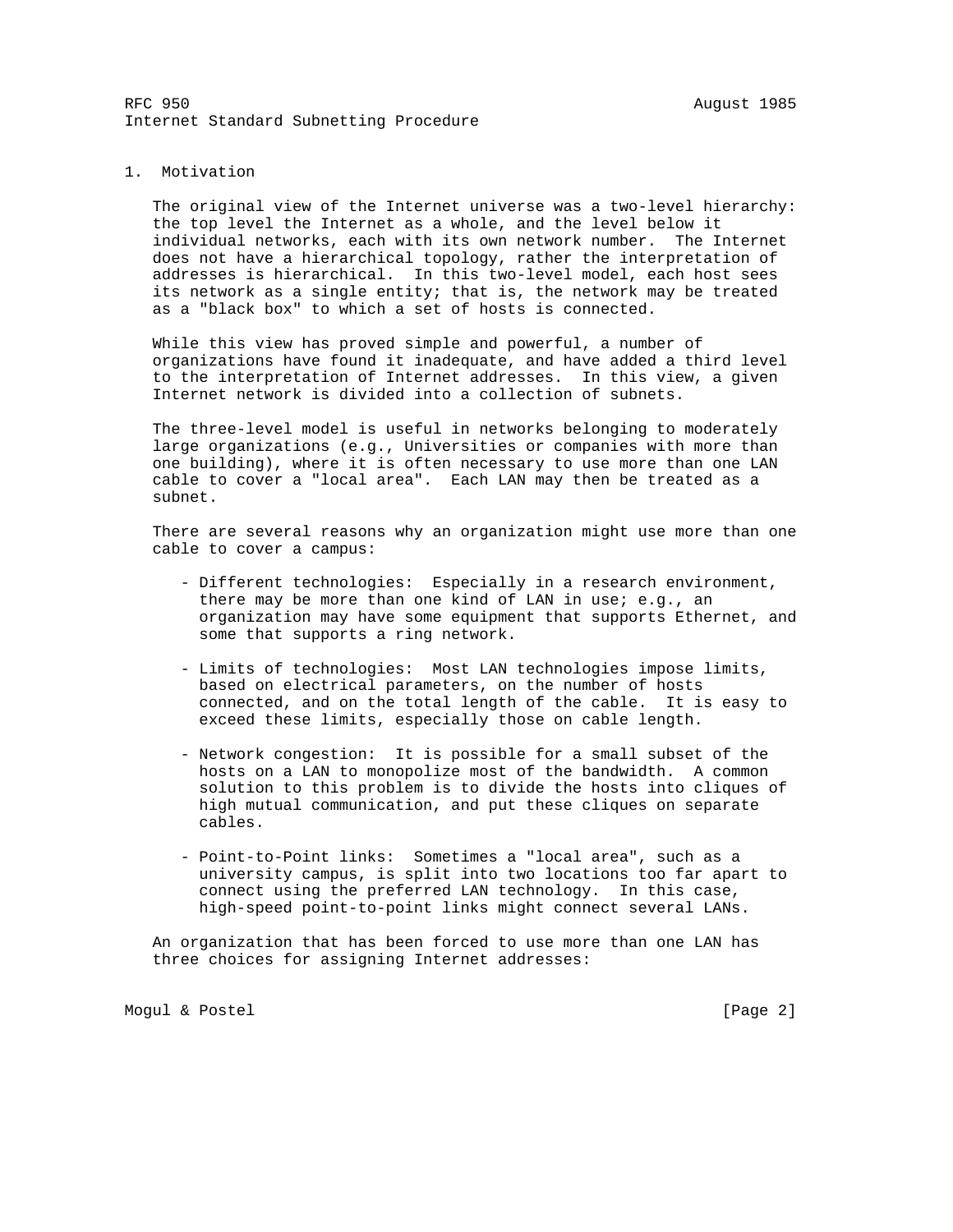## 1. Motivation

The original view of the Internet universe was a two-level hierarchy: the top level the Internet as a whole, and the level below it individual networks, each with its own network number. The Internet does not have a hierarchical topology, rather the interpretation of addresses is hierarchical. In this two-level model, each host sees its network as a single entity; that is, the network may be treated as a "black box" to which a set of hosts is connected.

While this view has proved simple and powerful, a number of organizations have found it inadequate, and have added a third level to the interpretation of Internet addresses. In this view, a given Internet network is divided into a collection of subnets.

The three-level model is useful in networks belonging to moderately large organizations (e.g., Universities or companies with more than one building), where it is often necessary to use more than one LAN cable to cover a "local area". Each LAN may then be treated as a subnet.

There are several reasons why an organization might use more than one cable to cover a campus:

- Different technologies: Especially in a research environment, there may be more than one kind of LAN in use; e.g., an organization may have some equipment that supports Ethernet, and some that supports a ring network.

- Limits of technologies: Most LAN technologies impose limits, based on electrical parameters, on the number of hosts connected, and on the total length of the cable. It is easy to exceed these limits, especially those on cable length.

- Network congestion: It is possible for a small subset of the hosts on a LAN to monopolize most of the bandwidth. A common solution to this problem is to divide the hosts into cliques of high mutual communication, and put these cliques on separate cables.

- Point-to-Point links: Sometimes a "local area", such as a university campus, is split into two locations too far apart to connect using the preferred LAN technology. In this case, high-speed point-to-point links might connect several LANs.

An organization that has been forced to use more than one LAN has three choices for assigning Internet addresses: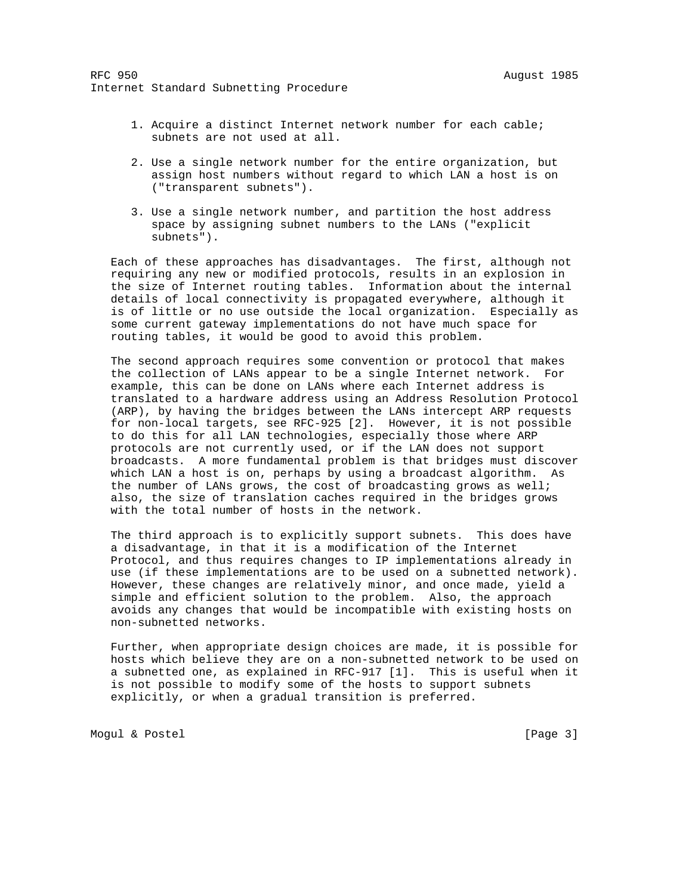1. Acquire a distinct Internet network number for each cable; subnets are not used at all.

2. Use a single network number for the entire organization, but assign host numbers without regard to which LAN a host is on ("transparent subnets").

3. Use a single network number, and partition the host address space by assigning subnet numbers to the LANs ("explicit subnets").

Each of these approaches has disadvantages. The first, although not requiring any new or modified protocols, results in an explosion in the size of Internet routing tables. Information about the internal details of local connectivity is propagated everywhere, although it is of little or no use outside the local organization. Especially as some current gateway implementations do not have much space for routing tables, it would be good to avoid this problem.

The second approach requires some convention or protocol that makes the collection of LANs appear to be a single Internet network. For example, this can be done on LANs where each Internet address is translated to a hardware address using an Address Resolution Protocol (ARP), by having the bridges between the LANs intercept ARP requests for non-local targets, see RFC-925 [2]. However, it is not possible to do this for all LAN technologies, especially those where ARP protocols are not currently used, or if the LAN does not support broadcasts. A more fundamental problem is that bridges must discover which LAN a host is on, perhaps by using a broadcast algorithm. As the number of LANs grows, the cost of broadcasting grows as well; also, the size of translation caches required in the bridges grows with the total number of hosts in the network.

The third approach is to explicitly support subnets. This does have a disadvantage, in that it is a modification of the Internet Protocol, and thus requires changes to IP implementations already in use (if these implementations are to be used on a subnetted network). However, these changes are relatively minor, and once made, yield a simple and efficient solution to the problem. Also, the approach avoids any changes that would be incompatible with existing hosts on non-subnetted networks.

Further, when appropriate design choices are made, it is possible for hosts which believe they are on a non-subnetted network to be used on a subnetted one, as explained in RFC-917 [1]. This is useful when it is not possible to modify some of the hosts to support subnets explicitly, or when a gradual transition is preferred.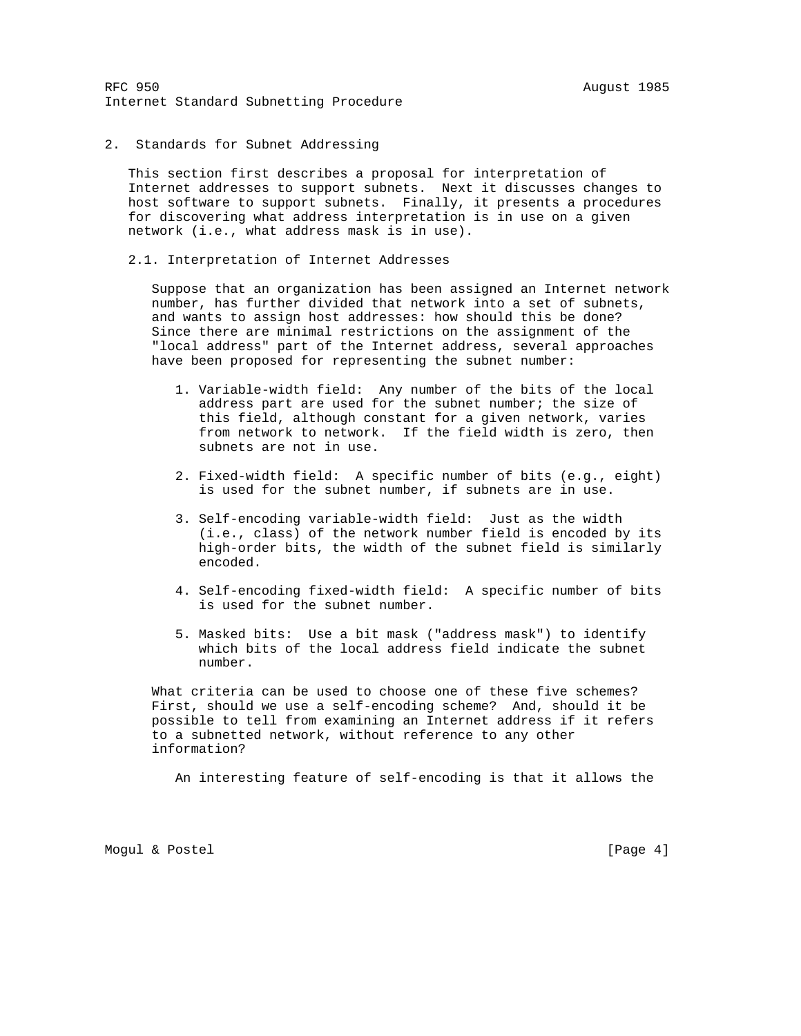## 2. Standards for Subnet Addressing

This section first describes a proposal for interpretation of Internet addresses to support subnets. Next it discusses changes to host software to support subnets. Finally, it presents a procedures for discovering what address interpretation is in use on a given network (i.e., what address mask is in use).

### 2.1. Interpretation of Internet Addresses

Suppose that an organization has been assigned an Internet network number, has further divided that network into a set of subnets, and wants to assign host addresses: how should this be done? Since there are minimal restrictions on the assignment of the "local address" part of the Internet address, several approaches have been proposed for representing the subnet number:

1. Variable-width field: Any number of the bits of the local address part are used for the subnet number; the size of this field, although constant for a given network, varies from network to network. If the field width is zero, then subnets are not in use.

2. Fixed-width field: A specific number of bits (e.g., eight) is used for the subnet number, if subnets are in use.

3. Self-encoding variable-width field: Just as the width (i.e., class) of the network number field is encoded by its high-order bits, the width of the subnet field is similarly encoded.

4. Self-encoding fixed-width field: A specific number of bits is used for the subnet number.

5. Masked bits: Use a bit mask ("address mask") to identify which bits of the local address field indicate the subnet number.

What criteria can be used to choose one of these five schemes? First, should we use a self-encoding scheme? And, should it be possible to tell from examining an Internet address if it refers to a subnetted network, without reference to any other information?

An interesting feature of self-encoding is that it allows the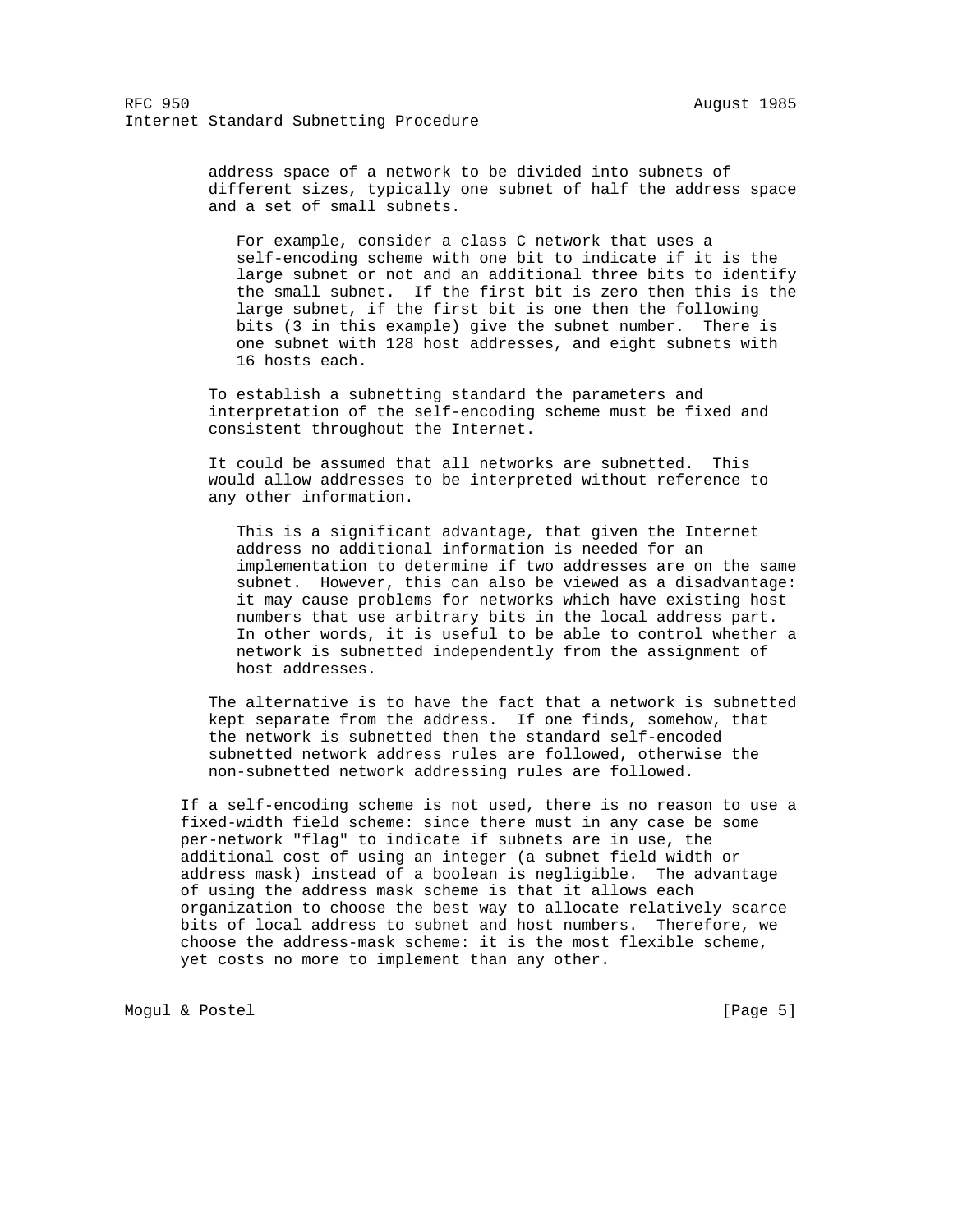address space of a network to be divided into subnets of different sizes, typically one subnet of half the address space and a set of small subnets.

For example, consider a class C network that uses a self-encoding scheme with one bit to indicate if it is the large subnet or not and an additional three bits to identify the small subnet. If the first bit is zero then this is the large subnet, if the first bit is one then the following bits (3 in this example) give the subnet number. There is one subnet with 128 host addresses, and eight subnets with 16 hosts each.

To establish a subnetting standard the parameters and interpretation of the self-encoding scheme must be fixed and consistent throughout the Internet.

It could be assumed that all networks are subnetted. This would allow addresses to be interpreted without reference to any other information.

This is a significant advantage, that given the Internet address no additional information is needed for an implementation to determine if two addresses are on the same subnet. However, this can also be viewed as a disadvantage: it may cause problems for networks which have existing host numbers that use arbitrary bits in the local address part. In other words, it is useful to be able to control whether a network is subnetted independently from the assignment of host addresses.

The alternative is to have the fact that a network is subnetted kept separate from the address. If one finds, somehow, that the network is subnetted then the standard self-encoded subnetted network address rules are followed, otherwise the non-subnetted network addressing rules are followed.

If a self-encoding scheme is not used, there is no reason to use a fixed-width field scheme: since there must in any case be some per-network "flag" to indicate if subnets are in use, the additional cost of using an integer (a subnet field width or address mask) instead of a boolean is negligible. The advantage of using the address mask scheme is that it allows each organization to choose the best way to allocate relatively scarce bits of local address to subnet and host numbers. Therefore, we choose the address-mask scheme: it is the most flexible scheme, yet costs no more to implement than any other.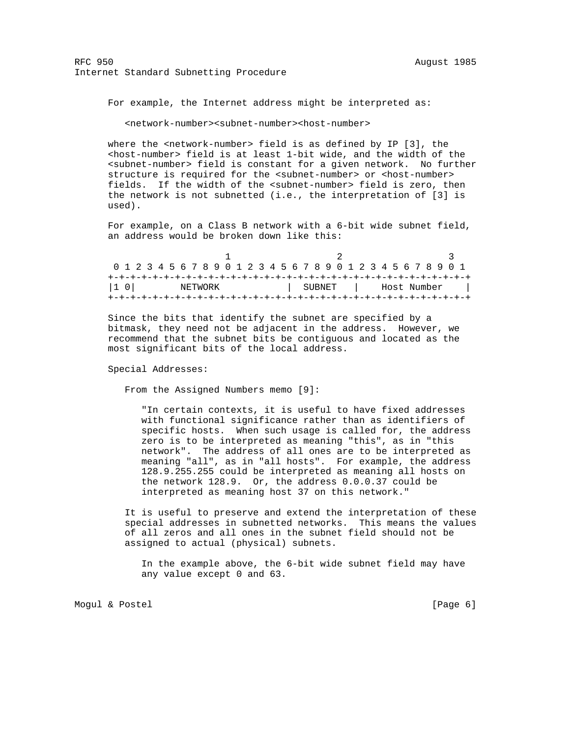For example, the Internet address might be interpreted as:

<network-number><subnet-number><host-number>

where the <network-number> field is as defined by IP [3], the <host-number> field is at least 1-bit wide, and the width of the <subnet-number> field is constant for a given network. No further structure is required for the <subnet-number> or <host-number> fields. If the width of the <subnet-number> field is zero, then the network is not subnetted (i.e., the interpretation of [3] is used).

For example, on a Class B network with a 6-bit wide subnet field, an address would be broken down like this:

```
                     1                   2                   3
 0 1 2 3 4 5 6 7 8 9 0 1 2 3 4 5 6 7 8 9 0 1 2 3 4 5 6 7 8 9 0 1
+-+-+-+-+-+-+-+-+-+-+-+-+-+-+-+-+-+-+-+-+-+-+-+-+-+-+-+-+-+-+-+-+
|1 0|        NETWORK            |  SUBNET   |    Host Number    |
+-+-+-+-+-+-+-+-+-+-+-+-+-+-+-+-+-+-+-+-+-+-+-+-+-+-+-+-+-+-+-+-+
```

Since the bits that identify the subnet are specified by a bitmask, they need not be adjacent in the address. However, we recommend that the subnet bits be contiguous and located as the most significant bits of the local address.

Special Addresses:

From the Assigned Numbers memo [9]:

"In certain contexts, it is useful to have fixed addresses with functional significance rather than as identifiers of specific hosts. When such usage is called for, the address zero is to be interpreted as meaning "this", as in "this network". The address of all ones are to be interpreted as meaning "all", as in "all hosts". For example, the address 128.9.255.255 could be interpreted as meaning all hosts on the network 128.9. Or, the address 0.0.0.37 could be interpreted as meaning host 37 on this network."

It is useful to preserve and extend the interpretation of these special addresses in subnetted networks. This means the values of all zeros and all ones in the subnet field should not be assigned to actual (physical) subnets.

In the example above, the 6-bit wide subnet field may have any value except 0 and 63.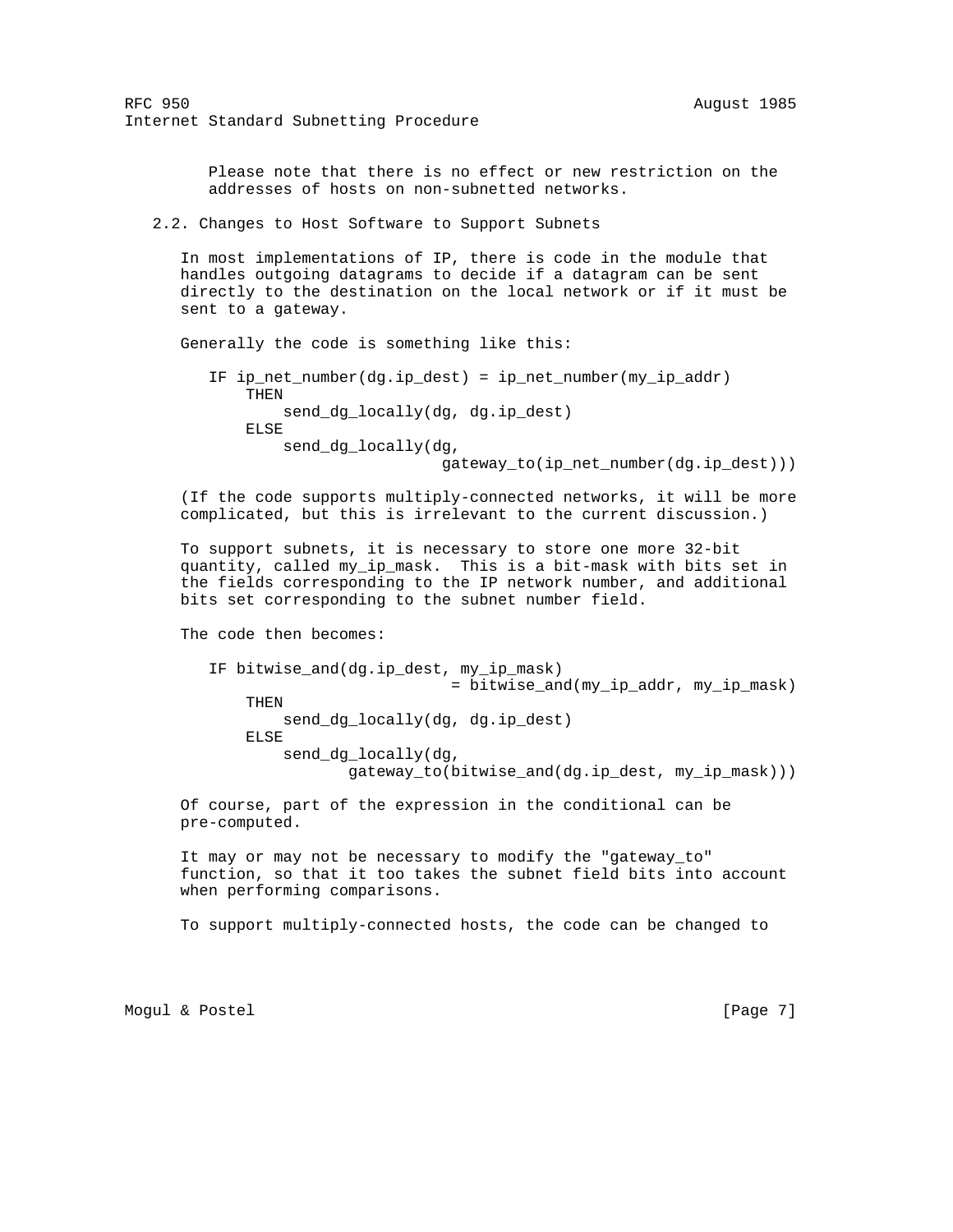Please note that there is no effect or new restriction on the addresses of hosts on non-subnetted networks.

### 2.2. Changes to Host Software to Support Subnets

In most implementations of IP, there is code in the module that handles outgoing datagrams to decide if a datagram can be sent directly to the destination on the local network or if it must be sent to a gateway.

Generally the code is something like this:

```
IF ip_net_number(dg.ip_dest) = ip_net_number(my_ip_addr)
    THEN
        send_dg_locally(dg, dg.ip_dest)
    ELSE
        send_dg_locally(dg,
                        gateway_to(ip_net_number(dg.ip_dest)))
```

(If the code supports multiply-connected networks, it will be more complicated, but this is irrelevant to the current discussion.)

To support subnets, it is necessary to store one more 32-bit quantity, called my_ip_mask. This is a bit-mask with bits set in the fields corresponding to the IP network number, and additional bits set corresponding to the subnet number field.

The code then becomes:

```
IF bitwise_and(dg.ip_dest, my_ip_mask)
                        = bitwise_and(my_ip_addr, my_ip_mask)
    THEN
        send_dg_locally(dg, dg.ip_dest)
    ELSE
        send_dg_locally(dg,
                gateway_to(bitwise_and(dg.ip_dest, my_ip_mask)))
```

Of course, part of the expression in the conditional can be pre-computed.

It may or may not be necessary to modify the "gateway_to" function, so that it too takes the subnet field bits into account when performing comparisons.

To support multiply-connected hosts, the code can be changed to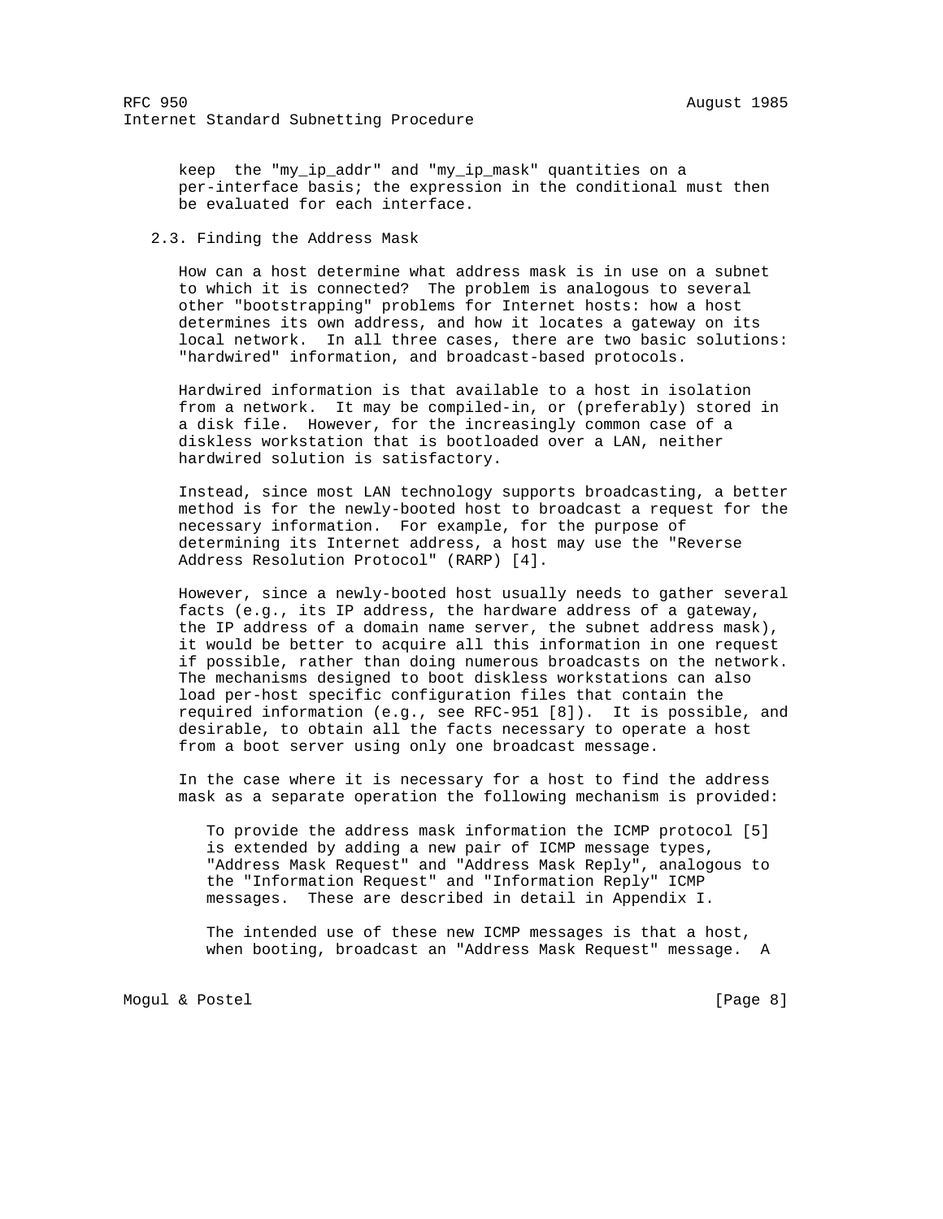keep the "my_ip_addr" and "my_ip_mask" quantities on a per-interface basis; the expression in the conditional must then be evaluated for each interface.

### 2.3. Finding the Address Mask

How can a host determine what address mask is in use on a subnet to which it is connected? The problem is analogous to several other "bootstrapping" problems for Internet hosts: how a host determines its own address, and how it locates a gateway on its local network. In all three cases, there are two basic solutions: "hardwired" information, and broadcast-based protocols.

Hardwired information is that available to a host in isolation from a network. It may be compiled-in, or (preferably) stored in a disk file. However, for the increasingly common case of a diskless workstation that is bootloaded over a LAN, neither hardwired solution is satisfactory.

Instead, since most LAN technology supports broadcasting, a better method is for the newly-booted host to broadcast a request for the necessary information. For example, for the purpose of determining its Internet address, a host may use the "Reverse Address Resolution Protocol" (RARP) [4].

However, since a newly-booted host usually needs to gather several facts (e.g., its IP address, the hardware address of a gateway, the IP address of a domain name server, the subnet address mask), it would be better to acquire all this information in one request if possible, rather than doing numerous broadcasts on the network. The mechanisms designed to boot diskless workstations can also load per-host specific configuration files that contain the required information (e.g., see RFC-951 [8]). It is possible, and desirable, to obtain all the facts necessary to operate a host from a boot server using only one broadcast message.

In the case where it is necessary for a host to find the address mask as a separate operation the following mechanism is provided:

> To provide the address mask information the ICMP protocol [5] is extended by adding a new pair of ICMP message types, "Address Mask Request" and "Address Mask Reply", analogous to the "Information Request" and "Information Reply" ICMP messages. These are described in detail in Appendix I.
>
> The intended use of these new ICMP messages is that a host, when booting, broadcast an "Address Mask Request" message. A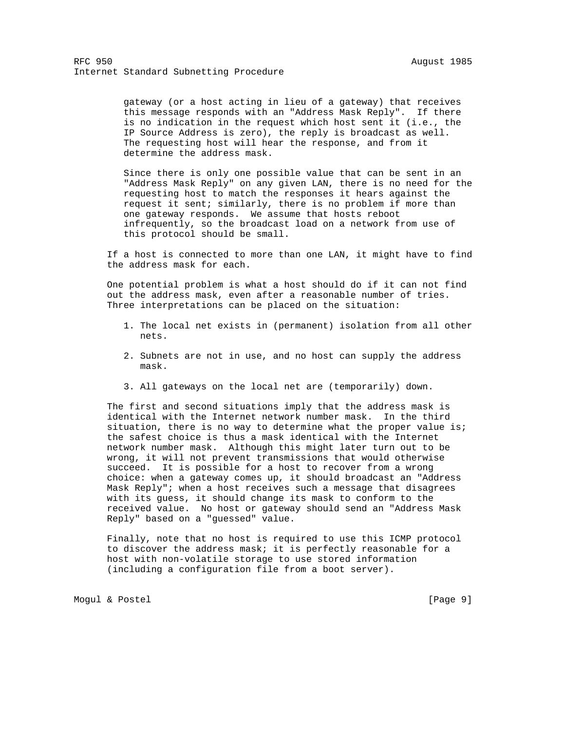gateway (or a host acting in lieu of a gateway) that receives this message responds with an "Address Mask Reply". If there is no indication in the request which host sent it (i.e., the IP Source Address is zero), the reply is broadcast as well. The requesting host will hear the response, and from it determine the address mask.

Since there is only one possible value that can be sent in an "Address Mask Reply" on any given LAN, there is no need for the requesting host to match the responses it hears against the request it sent; similarly, there is no problem if more than one gateway responds. We assume that hosts reboot infrequently, so the broadcast load on a network from use of this protocol should be small.

If a host is connected to more than one LAN, it might have to find the address mask for each.

One potential problem is what a host should do if it can not find out the address mask, even after a reasonable number of tries. Three interpretations can be placed on the situation:

1. The local net exists in (permanent) isolation from all other nets.

2. Subnets are not in use, and no host can supply the address mask.

3. All gateways on the local net are (temporarily) down.

The first and second situations imply that the address mask is identical with the Internet network number mask. In the third situation, there is no way to determine what the proper value is; the safest choice is thus a mask identical with the Internet network number mask. Although this might later turn out to be wrong, it will not prevent transmissions that would otherwise succeed. It is possible for a host to recover from a wrong choice: when a gateway comes up, it should broadcast an "Address Mask Reply"; when a host receives such a message that disagrees with its guess, it should change its mask to conform to the received value. No host or gateway should send an "Address Mask Reply" based on a "guessed" value.

Finally, note that no host is required to use this ICMP protocol to discover the address mask; it is perfectly reasonable for a host with non-volatile storage to use stored information (including a configuration file from a boot server).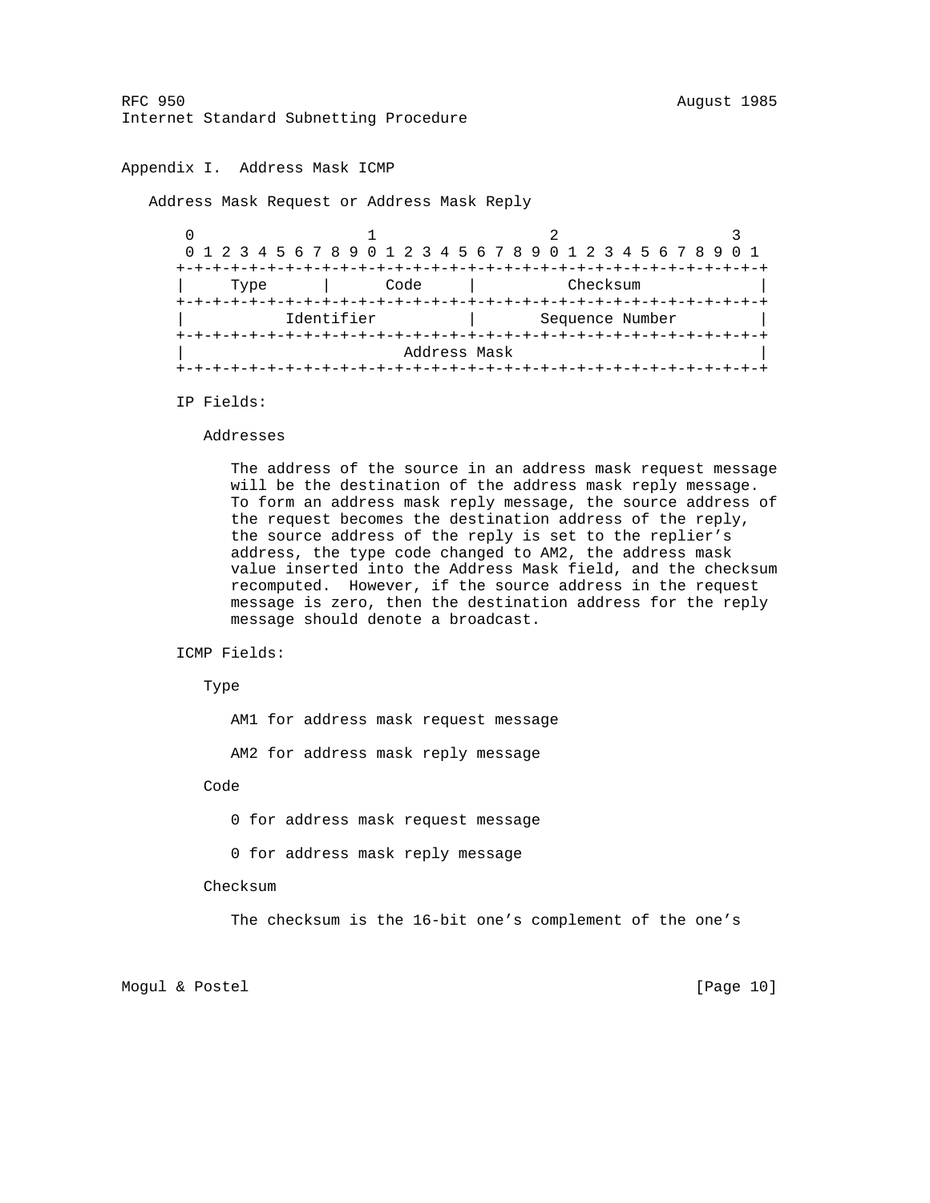## Appendix I. Address Mask ICMP

Address Mask Request or Address Mask Reply

```
 0                   1                   2                   3
 0 1 2 3 4 5 6 7 8 9 0 1 2 3 4 5 6 7 8 9 0 1 2 3 4 5 6 7 8 9 0 1
+-+-+-+-+-+-+-+-+-+-+-+-+-+-+-+-+-+-+-+-+-+-+-+-+-+-+-+-+-+-+-+-+
|     Type      |      Code     |          Checksum             |
+-+-+-+-+-+-+-+-+-+-+-+-+-+-+-+-+-+-+-+-+-+-+-+-+-+-+-+-+-+-+-+-+
|           Identifier          |       Sequence Number         |
+-+-+-+-+-+-+-+-+-+-+-+-+-+-+-+-+-+-+-+-+-+-+-+-+-+-+-+-+-+-+-+-+
|                         Address Mask                          |
+-+-+-+-+-+-+-+-+-+-+-+-+-+-+-+-+-+-+-+-+-+-+-+-+-+-+-+-+-+-+-+-+
```

IP Fields:

Addresses

The address of the source in an address mask request message will be the destination of the address mask reply message. To form an address mask reply message, the source address of the request becomes the destination address of the reply, the source address of the reply is set to the replier's address, the type code changed to AM2, the address mask value inserted into the Address Mask field, and the checksum recomputed. However, if the source address in the request message is zero, then the destination address for the reply message should denote a broadcast.

ICMP Fields:

Type

AM1 for address mask request message

AM2 for address mask reply message

Code

0 for address mask request message

0 for address mask reply message

Checksum

The checksum is the 16-bit one's complement of the one's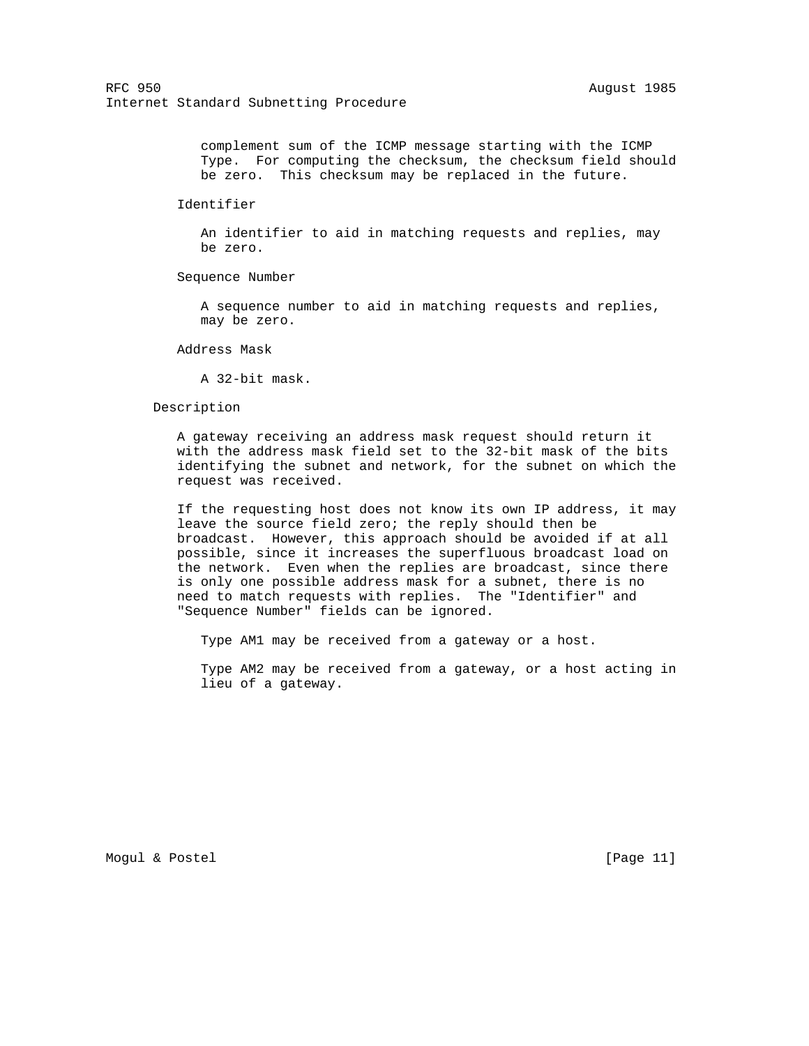complement sum of the ICMP message starting with the ICMP Type. For computing the checksum, the checksum field should be zero. This checksum may be replaced in the future.

Identifier

An identifier to aid in matching requests and replies, may be zero.

Sequence Number

A sequence number to aid in matching requests and replies, may be zero.

Address Mask

A 32-bit mask.

Description

A gateway receiving an address mask request should return it with the address mask field set to the 32-bit mask of the bits identifying the subnet and network, for the subnet on which the request was received.

If the requesting host does not know its own IP address, it may leave the source field zero; the reply should then be broadcast. However, this approach should be avoided if at all possible, since it increases the superfluous broadcast load on the network. Even when the replies are broadcast, since there is only one possible address mask for a subnet, there is no need to match requests with replies. The "Identifier" and "Sequence Number" fields can be ignored.

Type AM1 may be received from a gateway or a host.

Type AM2 may be received from a gateway, or a host acting in lieu of a gateway.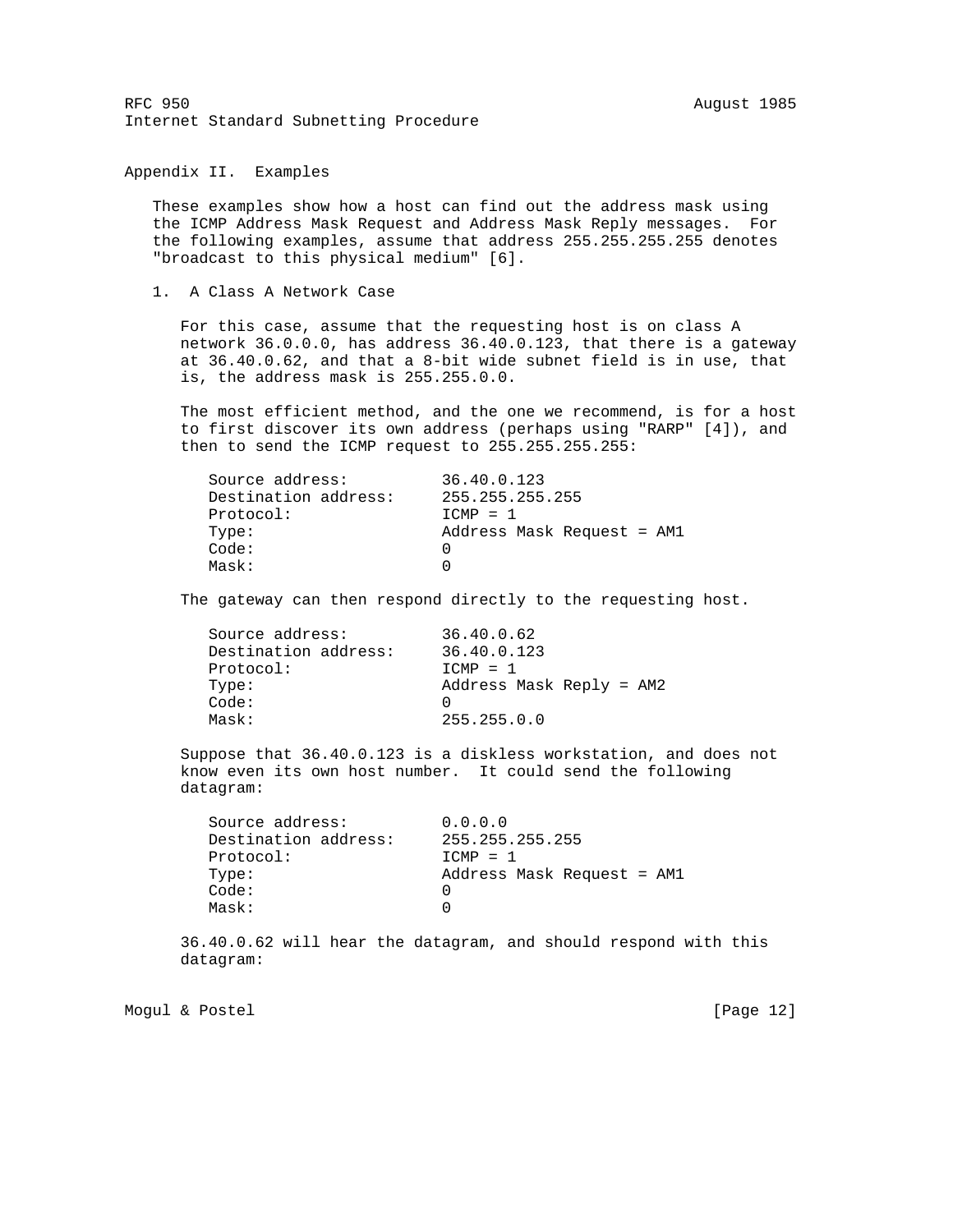## Appendix II. Examples

These examples show how a host can find out the address mask using the ICMP Address Mask Request and Address Mask Reply messages. For the following examples, assume that address 255.255.255.255 denotes "broadcast to this physical medium" [6].

### 1. A Class A Network Case

For this case, assume that the requesting host is on class A network 36.0.0.0, has address 36.40.0.123, that there is a gateway at 36.40.0.62, and that a 8-bit wide subnet field is in use, that is, the address mask is 255.255.0.0.

The most efficient method, and the one we recommend, is for a host to first discover its own address (perhaps using "RARP" [4]), and then to send the ICMP request to 255.255.255.255:

```
Source address:          36.40.0.123
Destination address:     255.255.255.255
Protocol:                ICMP = 1
Type:                    Address Mask Request = AM1
Code:                    0
Mask:                    0
```

The gateway can then respond directly to the requesting host.

```
Source address:          36.40.0.62
Destination address:     36.40.0.123
Protocol:                ICMP = 1
Type:                    Address Mask Reply = AM2
Code:                    0
Mask:                    255.255.0.0
```

Suppose that 36.40.0.123 is a diskless workstation, and does not know even its own host number. It could send the following datagram:

```
Source address:          0.0.0.0
Destination address:     255.255.255.255
Protocol:                ICMP = 1
Type:                    Address Mask Request = AM1
Code:                    0
Mask:                    0
```

36.40.0.62 will hear the datagram, and should respond with this datagram: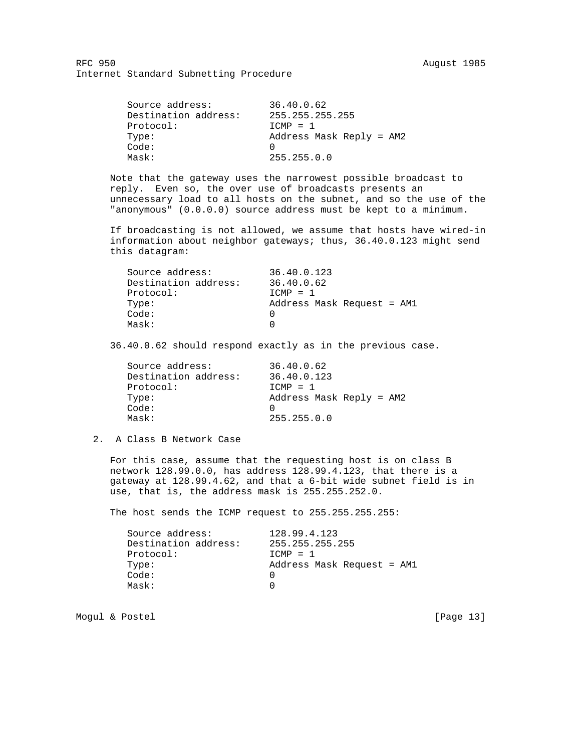```
Source address:          36.40.0.62
Destination address:     255.255.255.255
Protocol:                ICMP = 1
Type:                    Address Mask Reply = AM2
Code:                    0
Mask:                    255.255.0.0
```

Note that the gateway uses the narrowest possible broadcast to reply. Even so, the over use of broadcasts presents an unnecessary load to all hosts on the subnet, and so the use of the "anonymous" (0.0.0.0) source address must be kept to a minimum.

If broadcasting is not allowed, we assume that hosts have wired-in information about neighbor gateways; thus, 36.40.0.123 might send this datagram:

```
Source address:          36.40.0.123
Destination address:     36.40.0.62
Protocol:                ICMP = 1
Type:                    Address Mask Request = AM1
Code:                    0
Mask:                    0
```

36.40.0.62 should respond exactly as in the previous case.

```
Source address:          36.40.0.62
Destination address:     36.40.0.123
Protocol:                ICMP = 1
Type:                    Address Mask Reply = AM2
Code:                    0
Mask:                    255.255.0.0
```

2. A Class B Network Case

For this case, assume that the requesting host is on class B network 128.99.0.0, has address 128.99.4.123, that there is a gateway at 128.99.4.62, and that a 6-bit wide subnet field is in use, that is, the address mask is 255.255.252.0.

The host sends the ICMP request to 255.255.255.255:

```
Source address:          128.99.4.123
Destination address:     255.255.255.255
Protocol:                ICMP = 1
Type:                    Address Mask Request = AM1
Code:                    0
Mask:                    0
```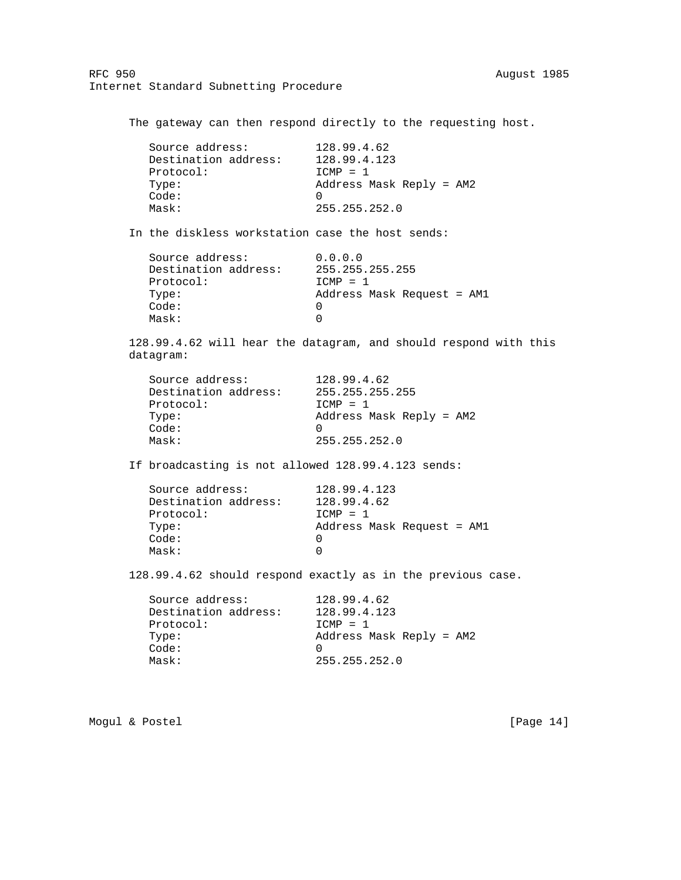The gateway can then respond directly to the requesting host.

```
Source address:          128.99.4.62
Destination address:     128.99.4.123
Protocol:                ICMP = 1
Type:                    Address Mask Reply = AM2
Code:                    0
Mask:                    255.255.252.0
```

In the diskless workstation case the host sends:

```
Source address:          0.0.0.0
Destination address:     255.255.255.255
Protocol:                ICMP = 1
Type:                    Address Mask Request = AM1
Code:                    0
Mask:                    0
```

128.99.4.62 will hear the datagram, and should respond with this datagram:

```
Source address:          128.99.4.62
Destination address:     255.255.255.255
Protocol:                ICMP = 1
Type:                    Address Mask Reply = AM2
Code:                    0
Mask:                    255.255.252.0
```

If broadcasting is not allowed 128.99.4.123 sends:

```
Source address:          128.99.4.123
Destination address:     128.99.4.62
Protocol:                ICMP = 1
Type:                    Address Mask Request = AM1
Code:                    0
Mask:                    0
```

128.99.4.62 should respond exactly as in the previous case.

```
Source address:          128.99.4.62
Destination address:     128.99.4.123
Protocol:                ICMP = 1
Type:                    Address Mask Reply = AM2
Code:                    0
Mask:                    255.255.252.0
```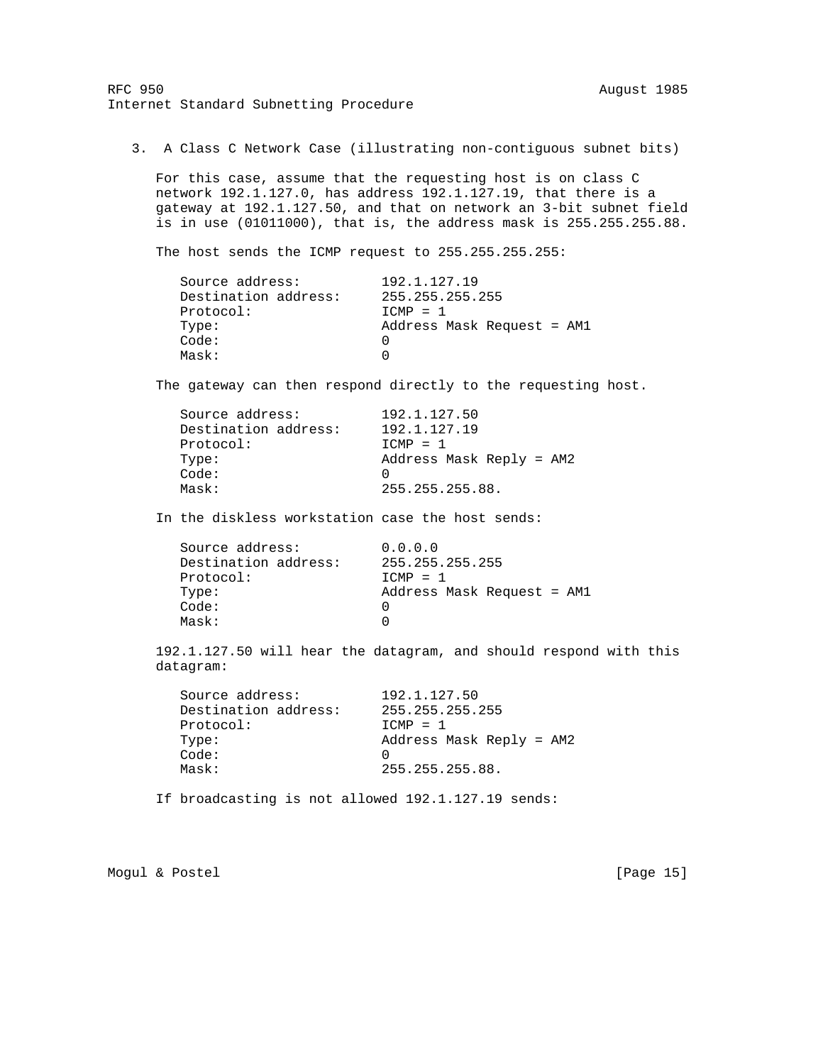### 3. A Class C Network Case (illustrating non-contiguous subnet bits)

For this case, assume that the requesting host is on class C network 192.1.127.0, has address 192.1.127.19, that there is a gateway at 192.1.127.50, and that on network an 3-bit subnet field is in use (01011000), that is, the address mask is 255.255.255.88.

The host sends the ICMP request to 255.255.255.255:

```
Source address:          192.1.127.19
Destination address:     255.255.255.255
Protocol:                ICMP = 1
Type:                    Address Mask Request = AM1
Code:                    0
Mask:                    0
```

The gateway can then respond directly to the requesting host.

```
Source address:          192.1.127.50
Destination address:     192.1.127.19
Protocol:                ICMP = 1
Type:                    Address Mask Reply = AM2
Code:                    0
Mask:                    255.255.255.88.
```

In the diskless workstation case the host sends:

```
Source address:          0.0.0.0
Destination address:     255.255.255.255
Protocol:                ICMP = 1
Type:                    Address Mask Request = AM1
Code:                    0
Mask:                    0
```

192.1.127.50 will hear the datagram, and should respond with this datagram:

```
Source address:          192.1.127.50
Destination address:     255.255.255.255
Protocol:                ICMP = 1
Type:                    Address Mask Reply = AM2
Code:                    0
Mask:                    255.255.255.88.
```

If broadcasting is not allowed 192.1.127.19 sends: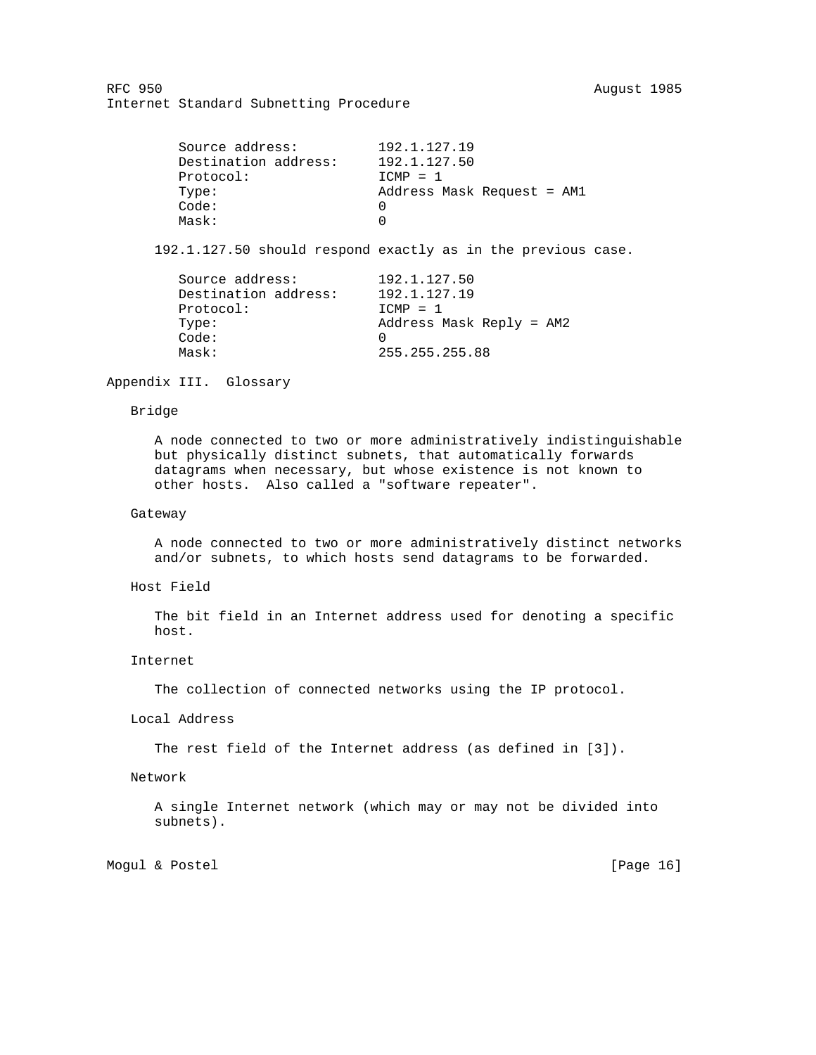```
Source address:          192.1.127.19
Destination address:     192.1.127.50
Protocol:                ICMP = 1
Type:                    Address Mask Request = AM1
Code:                    0
Mask:                    0
```

192.1.127.50 should respond exactly as in the previous case.

```
Source address:          192.1.127.50
Destination address:     192.1.127.19
Protocol:                ICMP = 1
Type:                    Address Mask Reply = AM2
Code:                    0
Mask:                    255.255.255.88
```

## Appendix III. Glossary

### Bridge

A node connected to two or more administratively indistinguishable but physically distinct subnets, that automatically forwards datagrams when necessary, but whose existence is not known to other hosts. Also called a "software repeater".

### Gateway

A node connected to two or more administratively distinct networks and/or subnets, to which hosts send datagrams to be forwarded.

### Host Field

The bit field in an Internet address used for denoting a specific host.

### Internet

The collection of connected networks using the IP protocol.

### Local Address

The rest field of the Internet address (as defined in [3]).

### Network

A single Internet network (which may or may not be divided into subnets).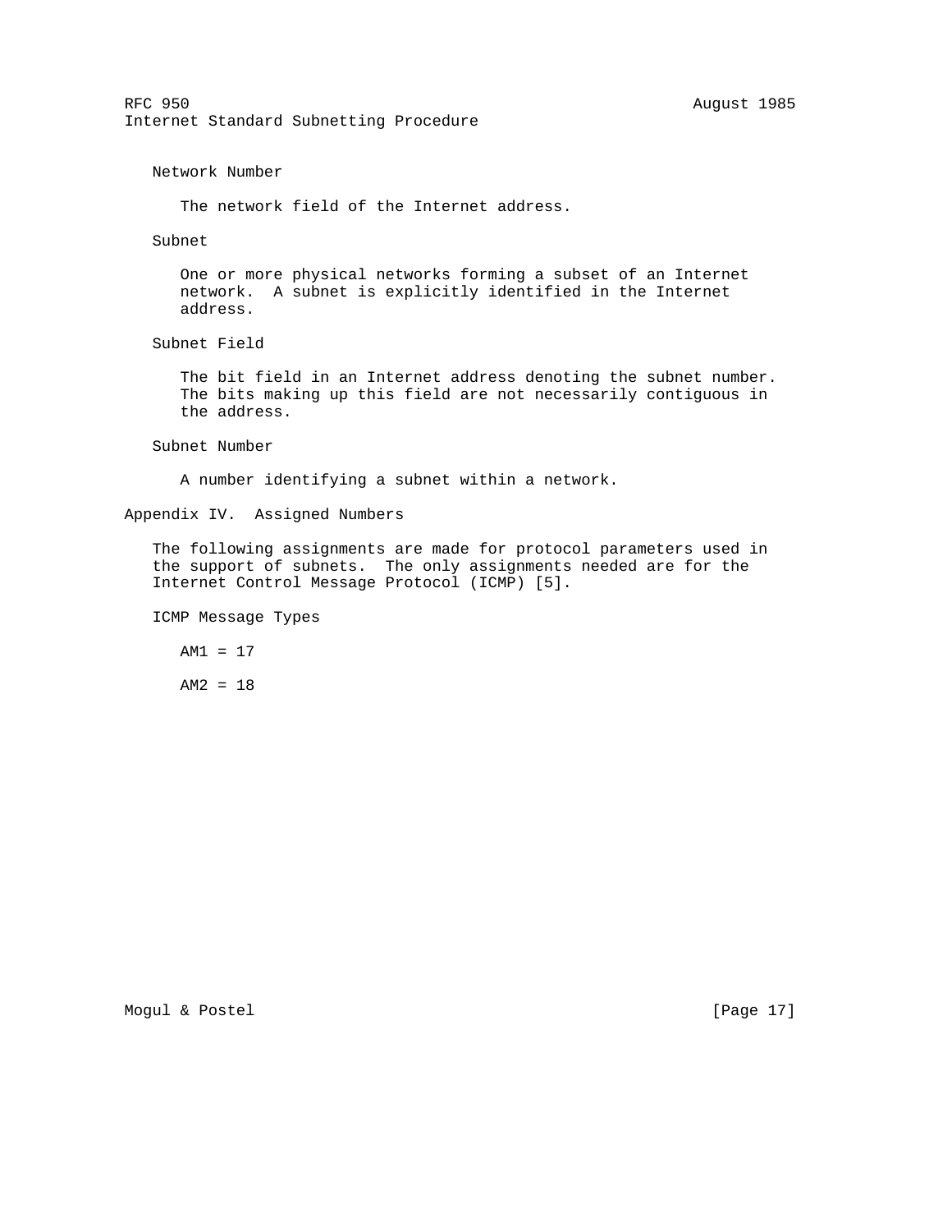Network Number

The network field of the Internet address.

Subnet

One or more physical networks forming a subset of an Internet network. A subnet is explicitly identified in the Internet address.

Subnet Field

The bit field in an Internet address denoting the subnet number. The bits making up this field are not necessarily contiguous in the address.

Subnet Number

A number identifying a subnet within a network.

## Appendix IV. Assigned Numbers

The following assignments are made for protocol parameters used in the support of subnets. The only assignments needed are for the Internet Control Message Protocol (ICMP) [5].

ICMP Message Types

AM1 = 17

AM2 = 18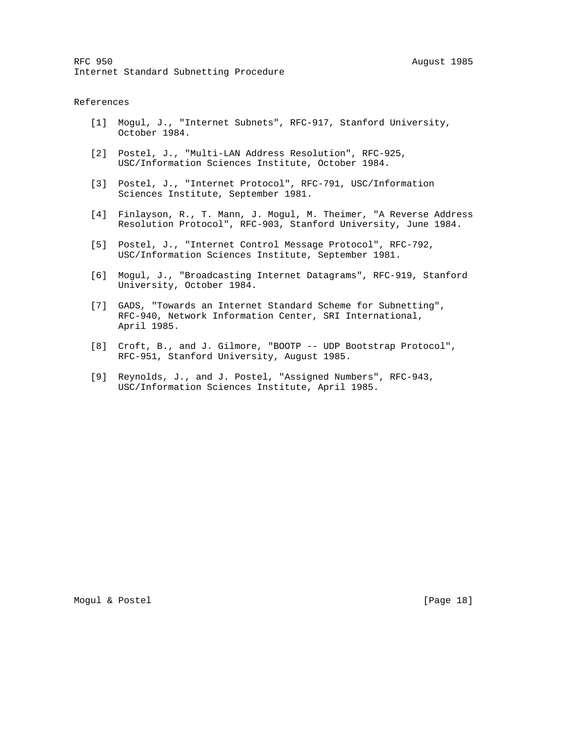# References

[1] Mogul, J., "Internet Subnets", RFC-917, Stanford University, October 1984.

[2] Postel, J., "Multi-LAN Address Resolution", RFC-925, USC/Information Sciences Institute, October 1984.

[3] Postel, J., "Internet Protocol", RFC-791, USC/Information Sciences Institute, September 1981.

[4] Finlayson, R., T. Mann, J. Mogul, M. Theimer, "A Reverse Address Resolution Protocol", RFC-903, Stanford University, June 1984.

[5] Postel, J., "Internet Control Message Protocol", RFC-792, USC/Information Sciences Institute, September 1981.

[6] Mogul, J., "Broadcasting Internet Datagrams", RFC-919, Stanford University, October 1984.

[7] GADS, "Towards an Internet Standard Scheme for Subnetting", RFC-940, Network Information Center, SRI International, April 1985.

[8] Croft, B., and J. Gilmore, "BOOTP -- UDP Bootstrap Protocol", RFC-951, Stanford University, August 1985.

[9] Reynolds, J., and J. Postel, "Assigned Numbers", RFC-943, USC/Information Sciences Institute, April 1985.